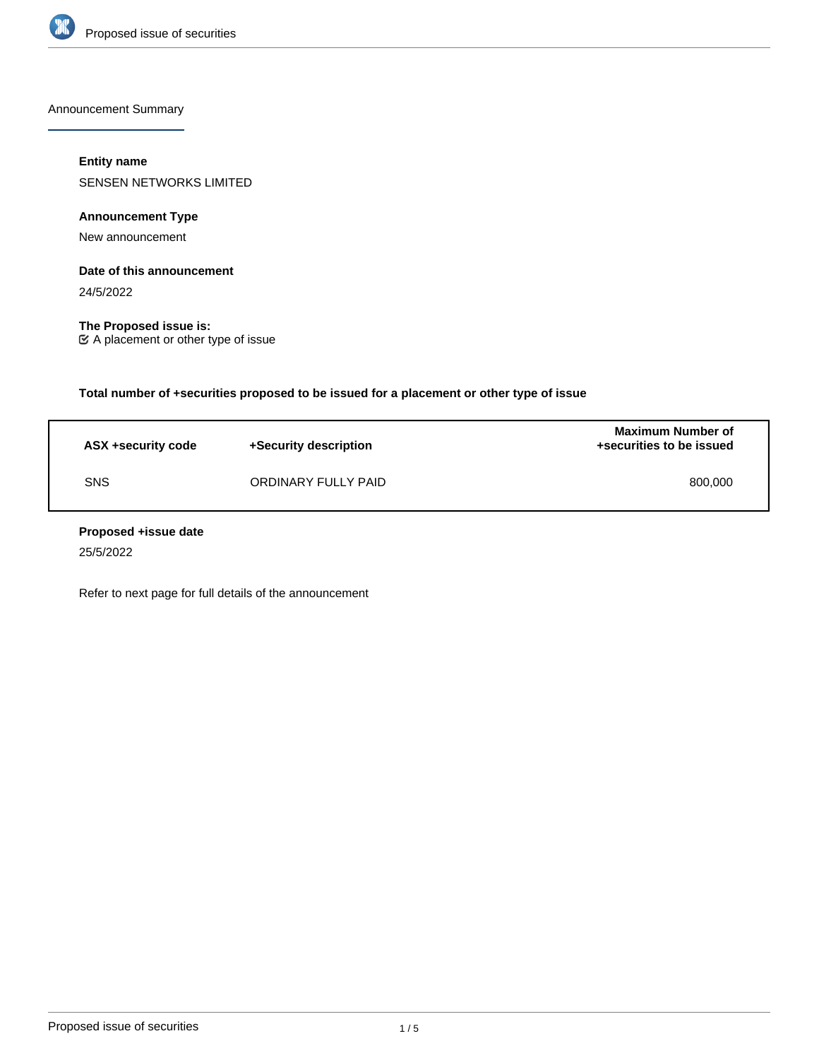## Announcement Summary

**Entity name**

SENSEN NETWORKS LIMITED

**Announcement Type**

New announcement

**Date of this announcement**

24/5/2022

**The Proposed issue is:**

☑ A placement or other type of issue

**Total number of +securities proposed to be issued for a placement or other type of issue**

| ASX +security code | +Security description | Maximum Number of +securities to be issued |
| --- | --- | --- |
| SNS | ORDINARY FULLY PAID | 800,000 |

**Proposed +issue date**

25/5/2022

Refer to next page for full details of the announcement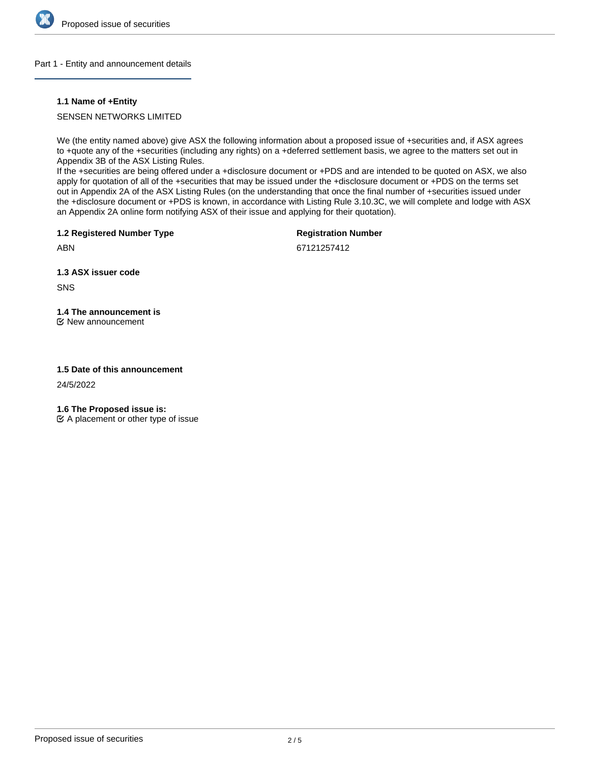## Part 1 - Entity and announcement details

### 1.1 Name of +Entity

SENSEN NETWORKS LIMITED

We (the entity named above) give ASX the following information about a proposed issue of +securities and, if ASX agrees to +quote any of the +securities (including any rights) on a +deferred settlement basis, we agree to the matters set out in Appendix 3B of the ASX Listing Rules.
If the +securities are being offered under a +disclosure document or +PDS and are intended to be quoted on ASX, we also apply for quotation of all of the +securities that may be issued under the +disclosure document or +PDS on the terms set out in Appendix 2A of the ASX Listing Rules (on the understanding that once the final number of +securities issued under the +disclosure document or +PDS is known, in accordance with Listing Rule 3.10.3C, we will complete and lodge with ASX an Appendix 2A online form notifying ASX of their issue and applying for their quotation).

### 1.2 Registered Number Type

ABN

### Registration Number

67121257412

### 1.3 ASX issuer code

SNS

### 1.4 The announcement is

☑ New announcement

### 1.5 Date of this announcement

24/5/2022

### 1.6 The Proposed issue is:

☑ A placement or other type of issue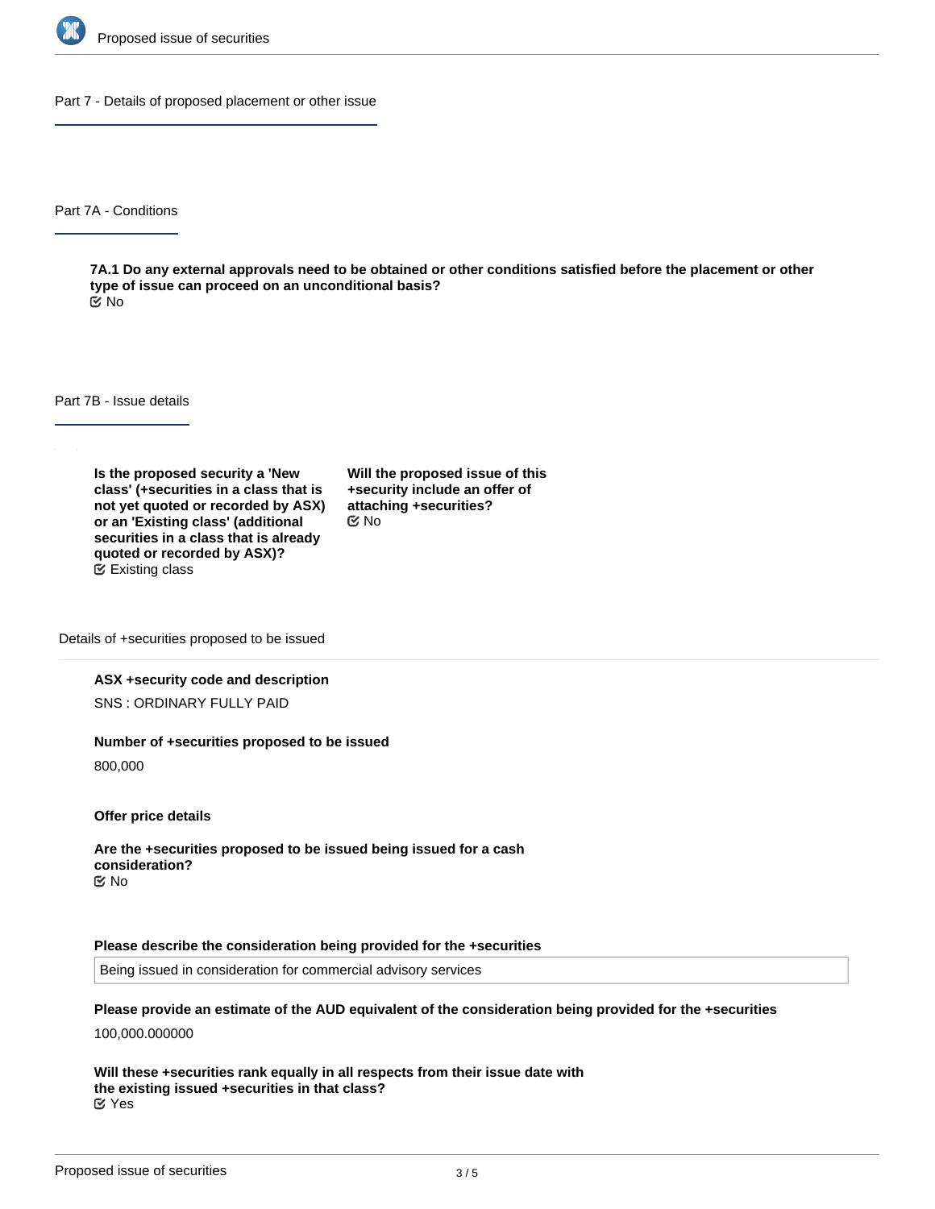## Part 7 - Details of proposed placement or other issue

### Part 7A - Conditions

**7A.1 Do any external approvals need to be obtained or other conditions satisfied before the placement or other type of issue can proceed on an unconditional basis?**

No

### Part 7B - Issue details

**Is the proposed security a 'New class' (+securities in a class that is not yet quoted or recorded by ASX) or an 'Existing class' (additional securities in a class that is already quoted or recorded by ASX)?**

Existing class

**Will the proposed issue of this +security include an offer of attaching +securities?**

No

#### Details of +securities proposed to be issued

**ASX +security code and description**

SNS : ORDINARY FULLY PAID

**Number of +securities proposed to be issued**

800,000

**Offer price details**

**Are the +securities proposed to be issued being issued for a cash consideration?**

No

**Please describe the consideration being provided for the +securities**

Being issued in consideration for commercial advisory services

**Please provide an estimate of the AUD equivalent of the consideration being provided for the +securities**

100,000.000000

**Will these +securities rank equally in all respects from their issue date with the existing issued +securities in that class?**

Yes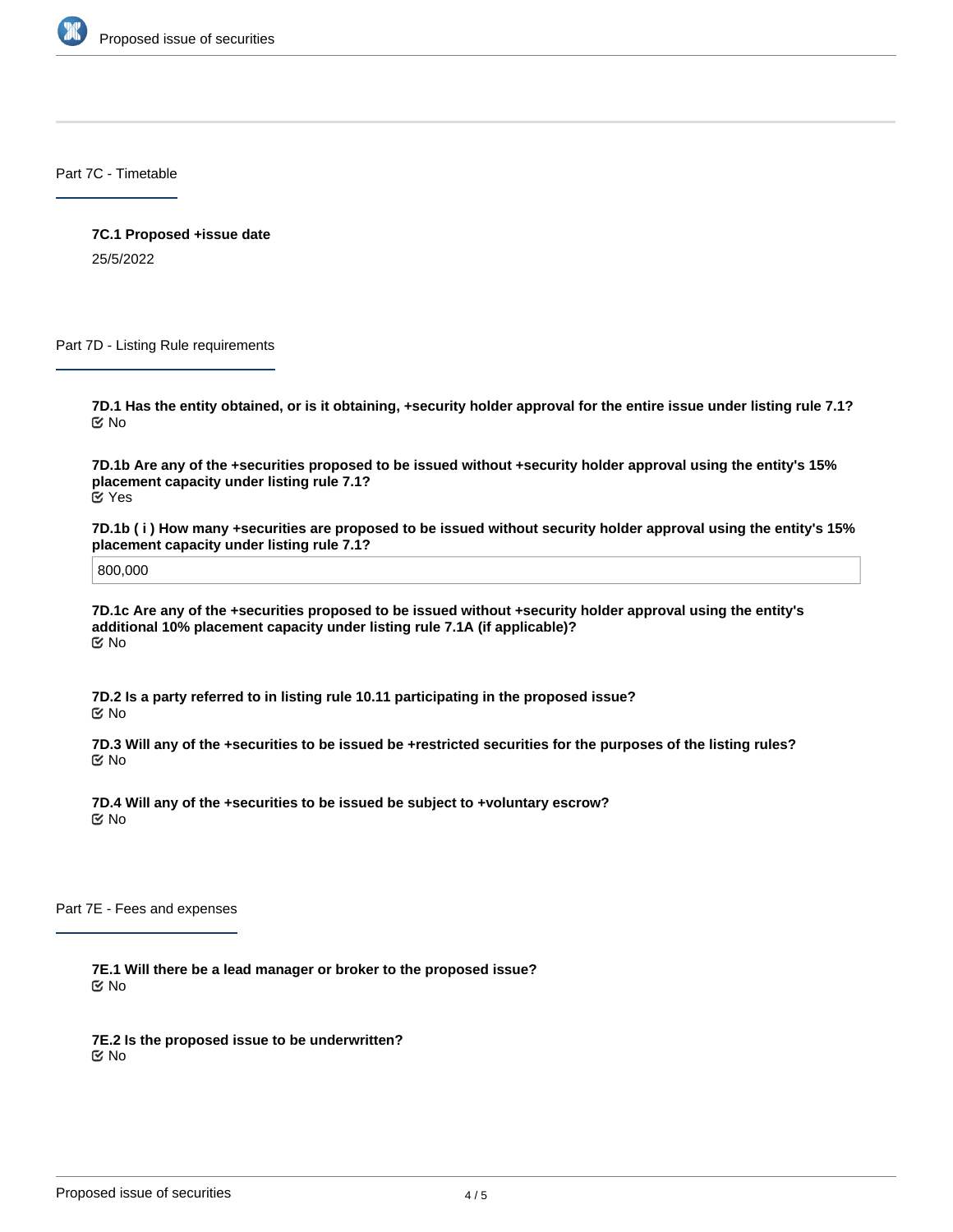## Part 7C - Timetable

**7C.1 Proposed +issue date**

25/5/2022

## Part 7D - Listing Rule requirements

**7D.1 Has the entity obtained, or is it obtaining, +security holder approval for the entire issue under listing rule 7.1?**

No

**7D.1b Are any of the +securities proposed to be issued without +security holder approval using the entity's 15% placement capacity under listing rule 7.1?**

Yes

**7D.1b ( i ) How many +securities are proposed to be issued without security holder approval using the entity's 15% placement capacity under listing rule 7.1?**

800,000

**7D.1c Are any of the +securities proposed to be issued without +security holder approval using the entity's additional 10% placement capacity under listing rule 7.1A (if applicable)?**

No

**7D.2 Is a party referred to in listing rule 10.11 participating in the proposed issue?**

No

**7D.3 Will any of the +securities to be issued be +restricted securities for the purposes of the listing rules?**

No

**7D.4 Will any of the +securities to be issued be subject to +voluntary escrow?**

No

## Part 7E - Fees and expenses

**7E.1 Will there be a lead manager or broker to the proposed issue?**

No

**7E.2 Is the proposed issue to be underwritten?**

No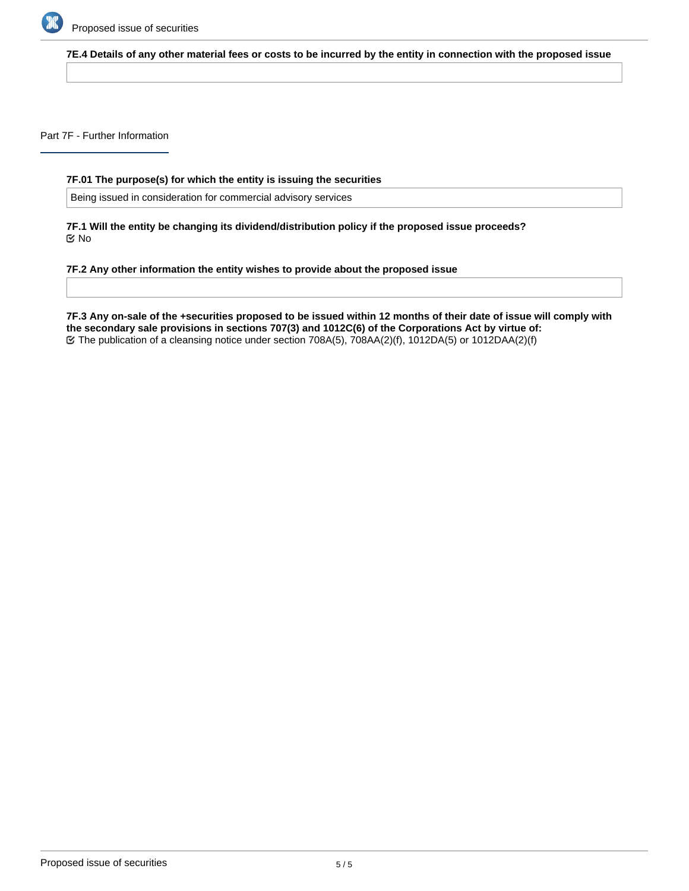**7E.4 Details of any other material fees or costs to be incurred by the entity in connection with the proposed issue**

## Part 7F - Further Information

**7F.01 The purpose(s) for which the entity is issuing the securities**

Being issued in consideration for commercial advisory services

**7F.1 Will the entity be changing its dividend/distribution policy if the proposed issue proceeds?**

☑ No

**7F.2 Any other information the entity wishes to provide about the proposed issue**

**7F.3 Any on-sale of the +securities proposed to be issued within 12 months of their date of issue will comply with the secondary sale provisions in sections 707(3) and 1012C(6) of the Corporations Act by virtue of:**

☑ The publication of a cleansing notice under section 708A(5), 708AA(2)(f), 1012DA(5) or 1012DAA(2)(f)